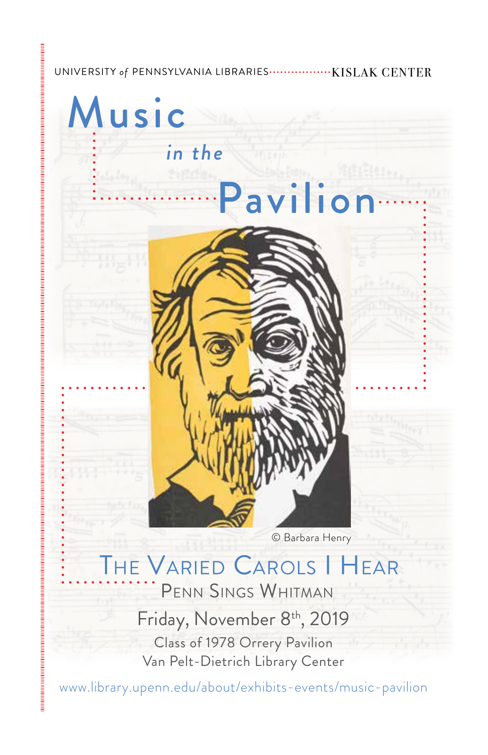UNIVERSITY *of* PENNSYLVANIA LIBRARIES KISLAK CENTER

# Music *in the* Pavilion

© Barbara Henry

## The Varied Carols I Hear

### Penn Sings Whitman

Friday, November 8th, 2019

Class of 1978 Orrery Pavilion
Van Pelt-Dietrich Library Center

www.library.upenn.edu/about/exhibits-events/music-pavilion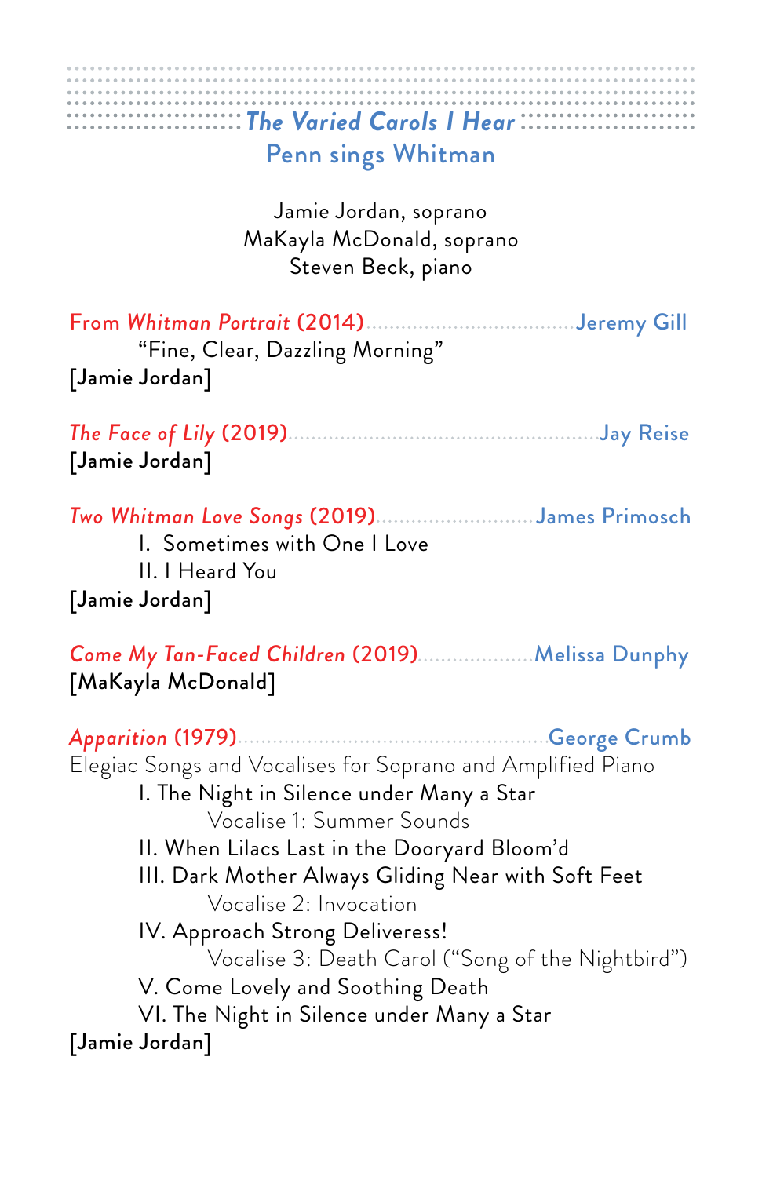# *The Varied Carols I Hear*

## Penn sings Whitman

Jamie Jordan, soprano
MaKayla McDonald, soprano
Steven Beck, piano

From *Whitman Portrait* (2014) ........ Jeremy Gill
"Fine, Clear, Dazzling Morning"
[Jamie Jordan]

*The Face of Lily* (2019) ........ Jay Reise
[Jamie Jordan]

*Two Whitman Love Songs* (2019) ........ James Primosch
I. Sometimes with One I Love
II. I Heard You
[Jamie Jordan]

*Come My Tan-Faced Children* (2019) ........ Melissa Dunphy
[MaKayla McDonald]

*Apparition* (1979) ........ George Crumb
Elegiac Songs and Vocalises for Soprano and Amplified Piano
I. The Night in Silence under Many a Star
Vocalise 1: Summer Sounds
II. When Lilacs Last in the Dooryard Bloom'd
III. Dark Mother Always Gliding Near with Soft Feet
Vocalise 2: Invocation
IV. Approach Strong Deliveress!
Vocalise 3: Death Carol ("Song of the Nightbird")
V. Come Lovely and Soothing Death
VI. The Night in Silence under Many a Star
[Jamie Jordan]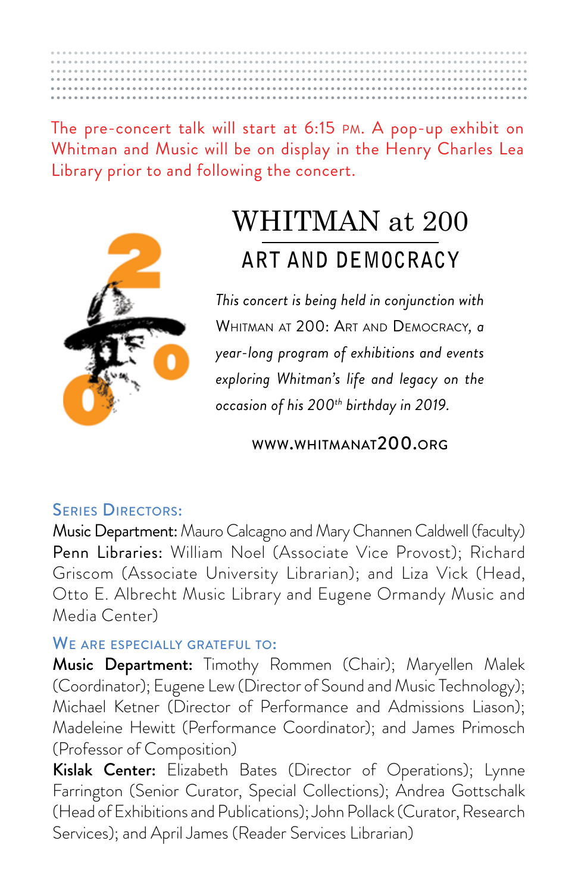The pre-concert talk will start at 6:15 PM. A pop-up exhibit on Whitman and Music will be on display in the Henry Charles Lea Library prior to and following the concert.

# WHITMAN at 200

## ART AND DEMOCRACY

*This concert is being held in conjunction with* WHITMAN AT 200: ART AND DEMOCRACY, *a year-long program of exhibitions and events exploring Whitman's life and legacy on the occasion of his 200th birthday in 2019.*

WWW.WHITMANAT200.ORG

### SERIES DIRECTORS:

**Music Department:** Mauro Calcagno and Mary Channen Caldwell (faculty)
**Penn Libraries:** William Noel (Associate Vice Provost); Richard Griscom (Associate University Librarian); and Liza Vick (Head, Otto E. Albrecht Music Library and Eugene Ormandy Music and Media Center)

### WE ARE ESPECIALLY GRATEFUL TO:

**Music Department:** Timothy Rommen (Chair); Maryellen Malek (Coordinator); Eugene Lew (Director of Sound and Music Technology); Michael Ketner (Director of Performance and Admissions Liason); Madeleine Hewitt (Performance Coordinator); and James Primosch (Professor of Composition)
**Kislak Center:** Elizabeth Bates (Director of Operations); Lynne Farrington (Senior Curator, Special Collections); Andrea Gottschalk (Head of Exhibitions and Publications); John Pollack (Curator, Research Services); and April James (Reader Services Librarian)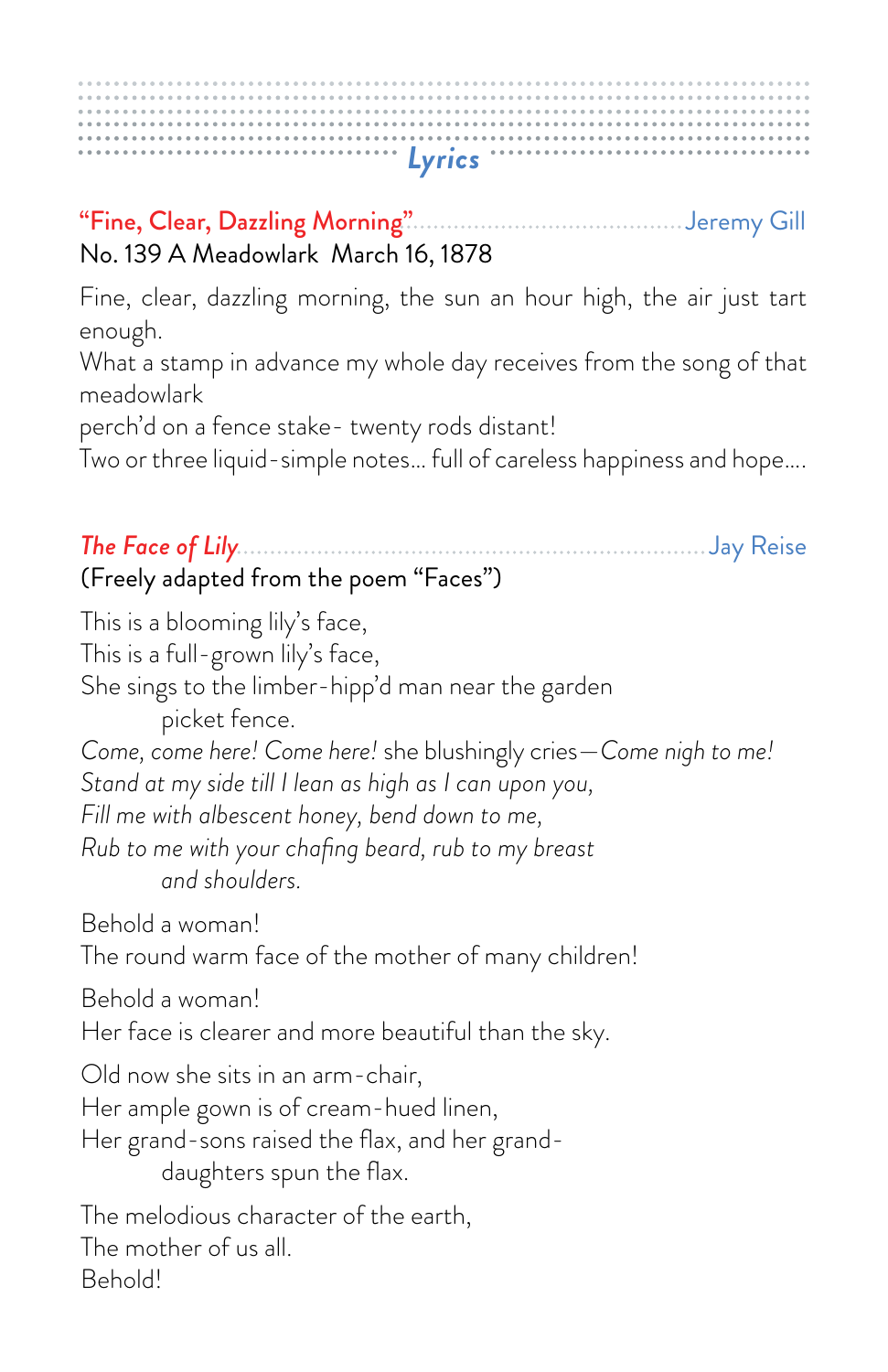# Lyrics

## "Fine, Clear, Dazzling Morning" — Jeremy Gill

No. 139 A Meadowlark  March 16, 1878

Fine, clear, dazzling morning, the sun an hour high, the air just tart enough.
What a stamp in advance my whole day receives from the song of that meadowlark
perch'd on a fence stake- twenty rods distant!
Two or three liquid-simple notes... full of careless happiness and hope....

## *The Face of Lily* — Jay Reise

(Freely adapted from the poem "Faces")

This is a blooming lily's face,
This is a full-grown lily's face,
She sings to the limber-hipp'd man near the garden
picket fence.
*Come, come here! Come here!* she blushingly cries—*Come nigh to me!*
*Stand at my side till I lean as high as I can upon you,*
*Fill me with albescent honey, bend down to me,*
*Rub to me with your chafing beard, rub to my breast*
*and shoulders.*

Behold a woman!
The round warm face of the mother of many children!

Behold a woman!
Her face is clearer and more beautiful than the sky.

Old now she sits in an arm-chair,
Her ample gown is of cream-hued linen,
Her grand-sons raised the flax, and her grand-
daughters spun the flax.

The melodious character of the earth,
The mother of us all.
Behold!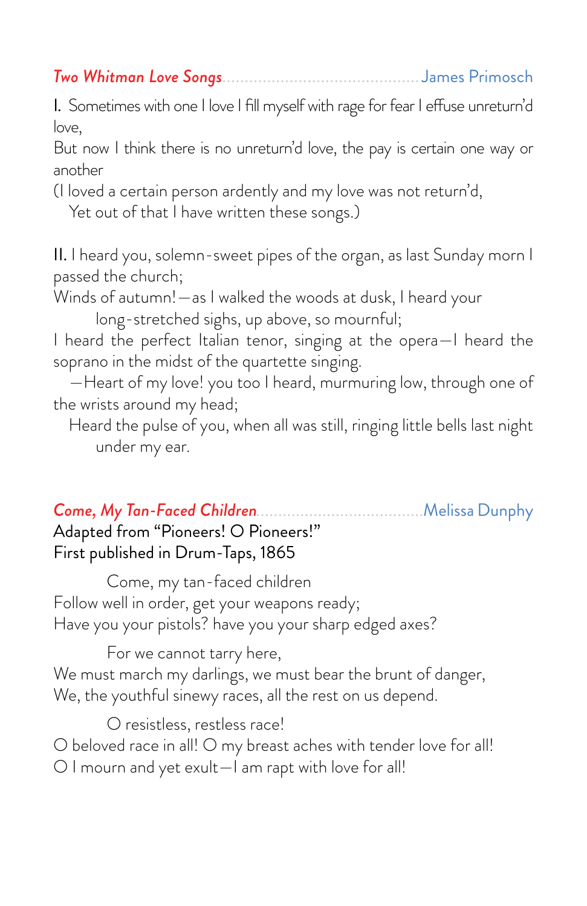*Two Whitman Love Songs*............................................James Primosch

I. Sometimes with one I love I fill myself with rage for fear I effuse unreturn'd love,
But now I think there is no unreturn'd love, the pay is certain one way or another
(I loved a certain person ardently and my love was not return'd,
Yet out of that I have written these songs.)

II. I heard you, solemn-sweet pipes of the organ, as last Sunday morn I passed the church;
Winds of autumn!—as I walked the woods at dusk, I heard your
long-stretched sighs, up above, so mournful;
I heard the perfect Italian tenor, singing at the opera—I heard the soprano in the midst of the quartette singing.
—Heart of my love! you too I heard, murmuring low, through one of the wrists around my head;
Heard the pulse of you, when all was still, ringing little bells last night
under my ear.

*Come, My Tan-Faced Children*....................................Melissa Dunphy
Adapted from "Pioneers! O Pioneers!"
First published in Drum-Taps, 1865

Come, my tan-faced children
Follow well in order, get your weapons ready;
Have you your pistols? have you your sharp edged axes?

For we cannot tarry here,
We must march my darlings, we must bear the brunt of danger,
We, the youthful sinewy races, all the rest on us depend.

O resistless, restless race!
O beloved race in all! O my breast aches with tender love for all!
O I mourn and yet exult—I am rapt with love for all!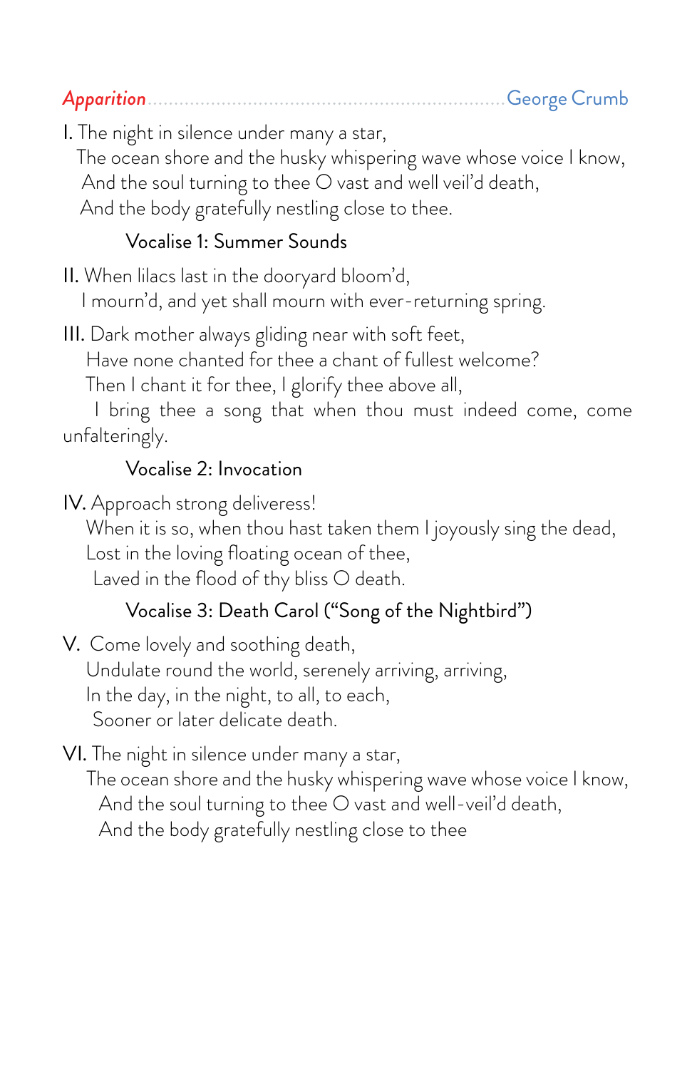## *Apparition* ........ George Crumb

I. The night in silence under many a star,
The ocean shore and the husky whispering wave whose voice I know,
And the soul turning to thee O vast and well veil'd death,
And the body gratefully nestling close to thee.

Vocalise 1: Summer Sounds

II. When lilacs last in the dooryard bloom'd,
I mourn'd, and yet shall mourn with ever-returning spring.

III. Dark mother always gliding near with soft feet,
Have none chanted for thee a chant of fullest welcome?
Then I chant it for thee, I glorify thee above all,
I bring thee a song that when thou must indeed come, come unfalteringly.

Vocalise 2: Invocation

IV. Approach strong deliveress!
When it is so, when thou hast taken them I joyously sing the dead,
Lost in the loving floating ocean of thee,
Laved in the flood of thy bliss O death.

Vocalise 3: Death Carol ("Song of the Nightbird")

V. Come lovely and soothing death,
Undulate round the world, serenely arriving, arriving,
In the day, in the night, to all, to each,
Sooner or later delicate death.

VI. The night in silence under many a star,
The ocean shore and the husky whispering wave whose voice I know,
And the soul turning to thee O vast and well-veil'd death,
And the body gratefully nestling close to thee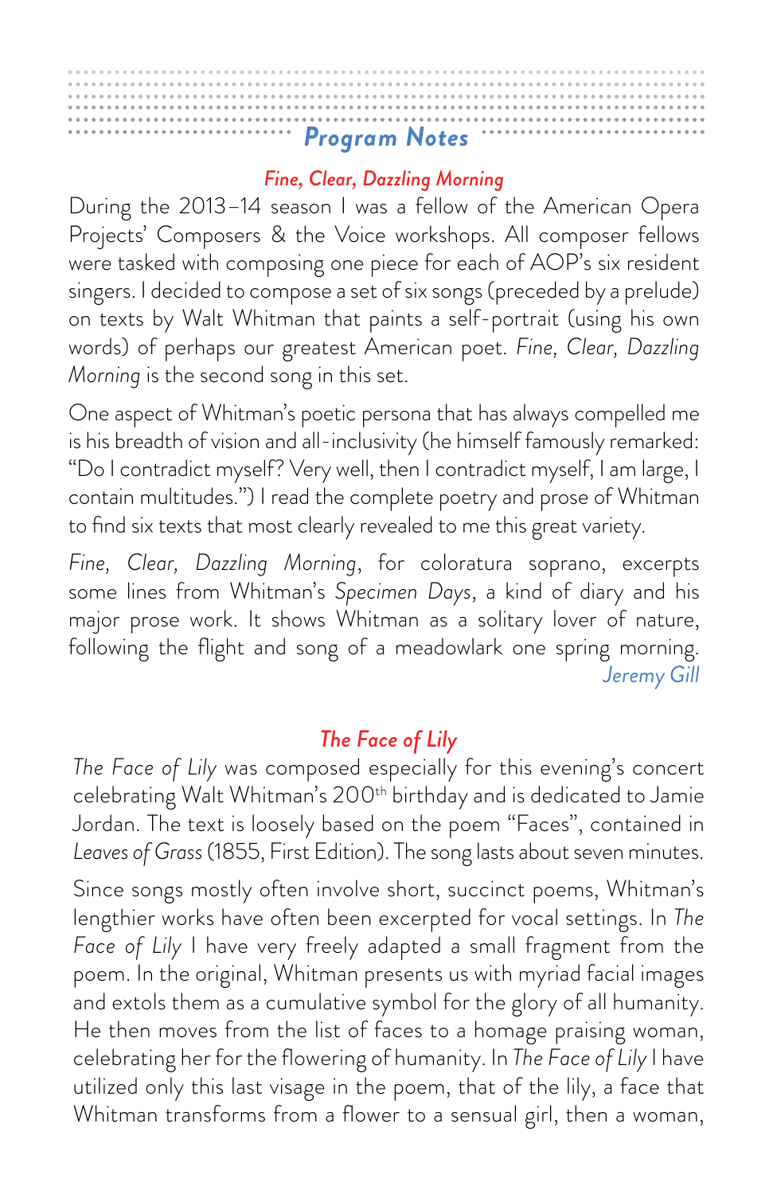# Program Notes

## *Fine, Clear, Dazzling Morning*

During the 2013–14 season I was a fellow of the American Opera Projects' Composers & the Voice workshops. All composer fellows were tasked with composing one piece for each of AOP's six resident singers. I decided to compose a set of six songs (preceded by a prelude) on texts by Walt Whitman that paints a self-portrait (using his own words) of perhaps our greatest American poet. *Fine, Clear, Dazzling Morning* is the second song in this set.

One aspect of Whitman's poetic persona that has always compelled me is his breadth of vision and all-inclusivity (he himself famously remarked: "Do I contradict myself? Very well, then I contradict myself, I am large, I contain multitudes.") I read the complete poetry and prose of Whitman to find six texts that most clearly revealed to me this great variety.

*Fine, Clear, Dazzling Morning*, for coloratura soprano, excerpts some lines from Whitman's *Specimen Days*, a kind of diary and his major prose work. It shows Whitman as a solitary lover of nature, following the flight and song of a meadowlark one spring morning.

*Jeremy Gill*

## *The Face of Lily*

*The Face of Lily* was composed especially for this evening's concert celebrating Walt Whitman's 200th birthday and is dedicated to Jamie Jordan. The text is loosely based on the poem "Faces", contained in *Leaves of Grass* (1855, First Edition). The song lasts about seven minutes.

Since songs mostly often involve short, succinct poems, Whitman's lengthier works have often been excerpted for vocal settings. In *The Face of Lily* I have very freely adapted a small fragment from the poem. In the original, Whitman presents us with myriad facial images and extols them as a cumulative symbol for the glory of all humanity. He then moves from the list of faces to a homage praising woman, celebrating her for the flowering of humanity. In *The Face of Lily* I have utilized only this last visage in the poem, that of the lily, a face that Whitman transforms from a flower to a sensual girl, then a woman,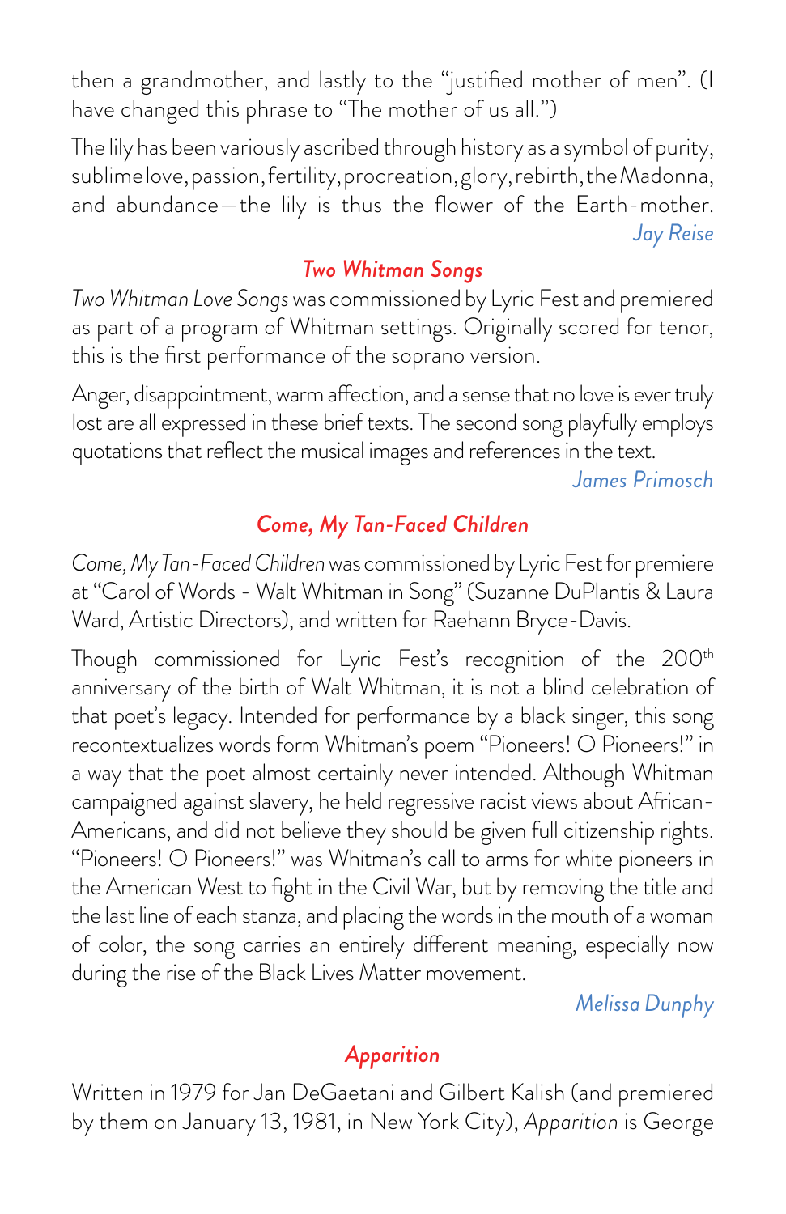then a grandmother, and lastly to the "justified mother of men". (I have changed this phrase to "The mother of us all.")

The lily has been variously ascribed through history as a symbol of purity, sublime love, passion, fertility, procreation, glory, rebirth, the Madonna, and abundance—the lily is thus the flower of the Earth-mother.

*Jay Reise*

## *Two Whitman Songs*

*Two Whitman Love Songs* was commissioned by Lyric Fest and premiered as part of a program of Whitman settings. Originally scored for tenor, this is the first performance of the soprano version.

Anger, disappointment, warm affection, and a sense that no love is ever truly lost are all expressed in these brief texts. The second song playfully employs quotations that reflect the musical images and references in the text.

*James Primosch*

## *Come, My Tan-Faced Children*

*Come, My Tan-Faced Children* was commissioned by Lyric Fest for premiere at "Carol of Words - Walt Whitman in Song" (Suzanne DuPlantis & Laura Ward, Artistic Directors), and written for Raehann Bryce-Davis.

Though commissioned for Lyric Fest's recognition of the 200th anniversary of the birth of Walt Whitman, it is not a blind celebration of that poet's legacy. Intended for performance by a black singer, this song recontextualizes words form Whitman's poem "Pioneers! O Pioneers!" in a way that the poet almost certainly never intended. Although Whitman campaigned against slavery, he held regressive racist views about African-Americans, and did not believe they should be given full citizenship rights. "Pioneers! O Pioneers!" was Whitman's call to arms for white pioneers in the American West to fight in the Civil War, but by removing the title and the last line of each stanza, and placing the words in the mouth of a woman of color, the song carries an entirely different meaning, especially now during the rise of the Black Lives Matter movement.

*Melissa Dunphy*

## *Apparition*

Written in 1979 for Jan DeGaetani and Gilbert Kalish (and premiered by them on January 13, 1981, in New York City), *Apparition* is George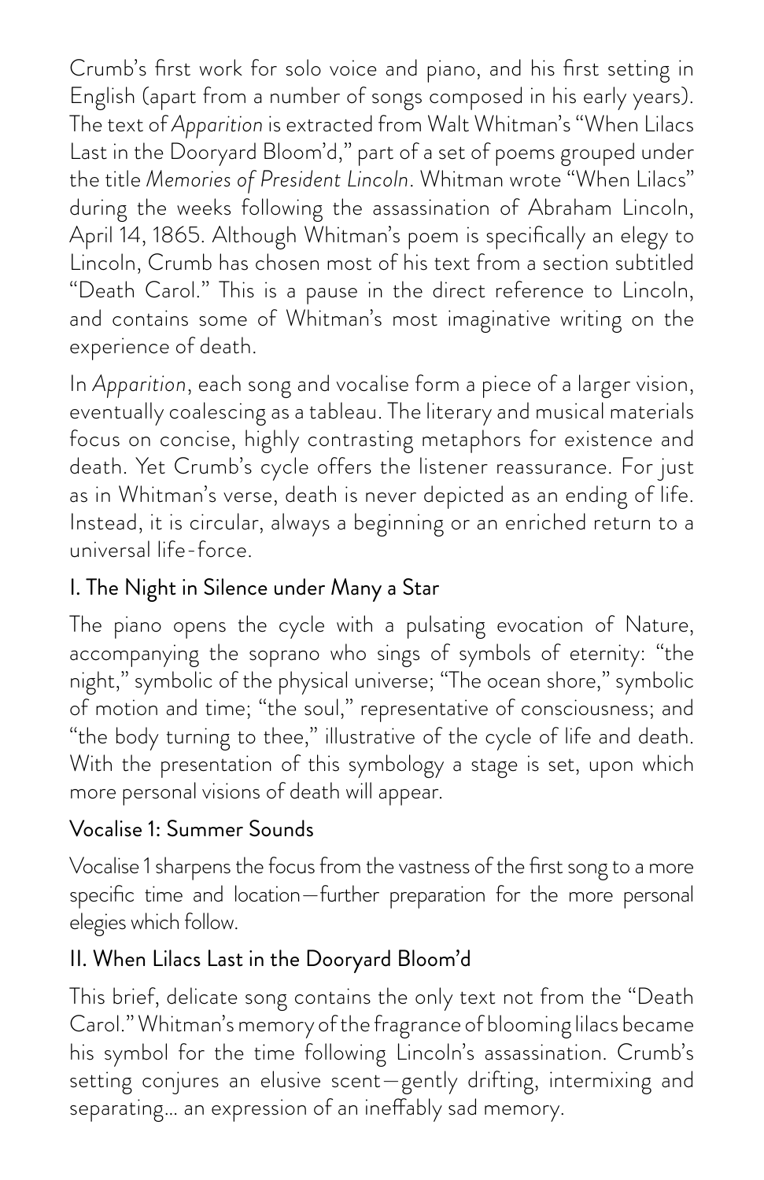Crumb's first work for solo voice and piano, and his first setting in English (apart from a number of songs composed in his early years). The text of *Apparition* is extracted from Walt Whitman's "When Lilacs Last in the Dooryard Bloom'd," part of a set of poems grouped under the title *Memories of President Lincoln*. Whitman wrote "When Lilacs" during the weeks following the assassination of Abraham Lincoln, April 14, 1865. Although Whitman's poem is specifically an elegy to Lincoln, Crumb has chosen most of his text from a section subtitled "Death Carol." This is a pause in the direct reference to Lincoln, and contains some of Whitman's most imaginative writing on the experience of death.

In *Apparition*, each song and vocalise form a piece of a larger vision, eventually coalescing as a tableau. The literary and musical materials focus on concise, highly contrasting metaphors for existence and death. Yet Crumb's cycle offers the listener reassurance. For just as in Whitman's verse, death is never depicted as an ending of life. Instead, it is circular, always a beginning or an enriched return to a universal life-force.

### I. The Night in Silence under Many a Star

The piano opens the cycle with a pulsating evocation of Nature, accompanying the soprano who sings of symbols of eternity: "the night," symbolic of the physical universe; "The ocean shore," symbolic of motion and time; "the soul," representative of consciousness; and "the body turning to thee," illustrative of the cycle of life and death. With the presentation of this symbology a stage is set, upon which more personal visions of death will appear.

### Vocalise 1: Summer Sounds

Vocalise 1 sharpens the focus from the vastness of the first song to a more specific time and location—further preparation for the more personal elegies which follow.

### II. When Lilacs Last in the Dooryard Bloom'd

This brief, delicate song contains the only text not from the "Death Carol." Whitman's memory of the fragrance of blooming lilacs became his symbol for the time following Lincoln's assassination. Crumb's setting conjures an elusive scent—gently drifting, intermixing and separating… an expression of an ineffably sad memory.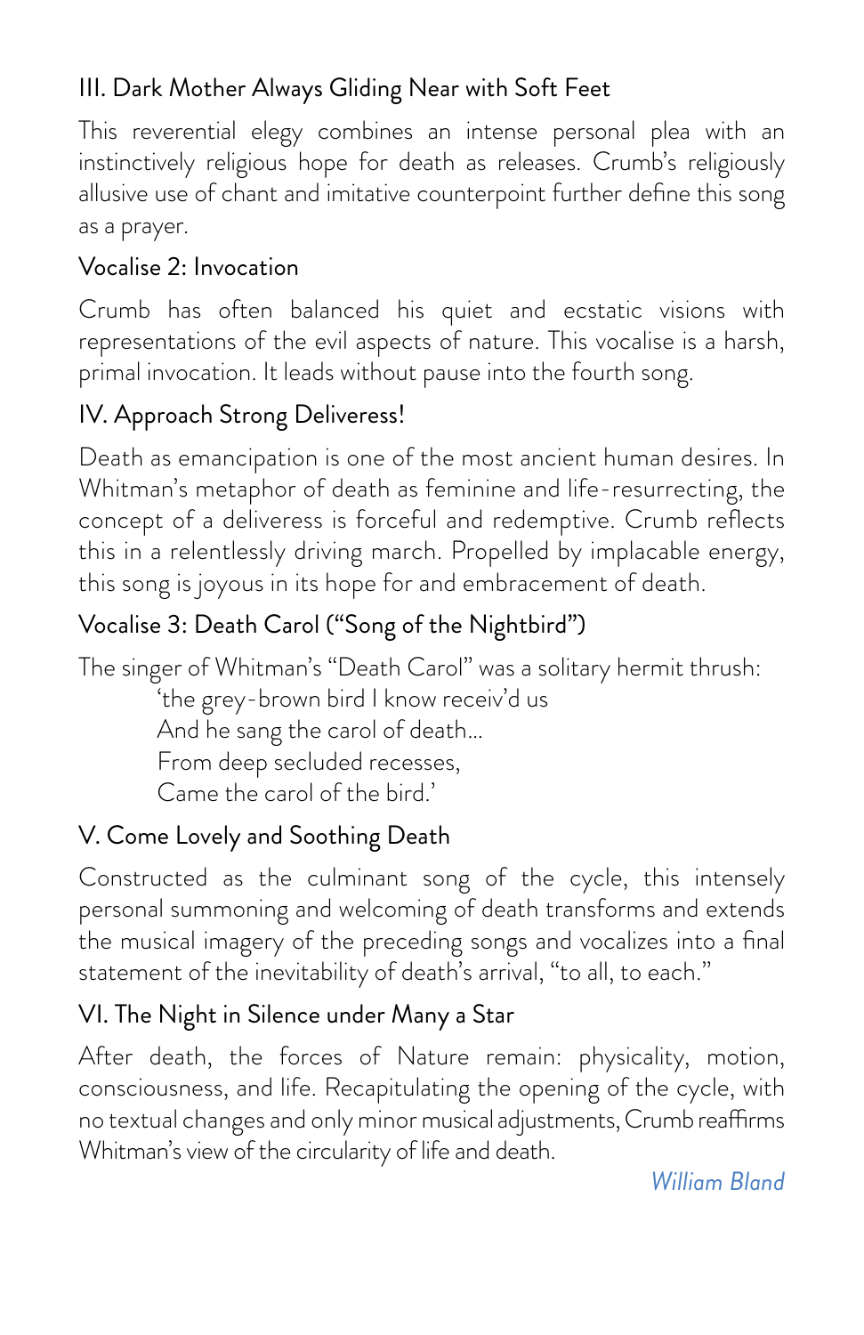### III. Dark Mother Always Gliding Near with Soft Feet

This reverential elegy combines an intense personal plea with an instinctively religious hope for death as releases. Crumb's religiously allusive use of chant and imitative counterpoint further define this song as a prayer.

### Vocalise 2: Invocation

Crumb has often balanced his quiet and ecstatic visions with representations of the evil aspects of nature. This vocalise is a harsh, primal invocation. It leads without pause into the fourth song.

### IV. Approach Strong Deliveress!

Death as emancipation is one of the most ancient human desires. In Whitman's metaphor of death as feminine and life-resurrecting, the concept of a deliveress is forceful and redemptive. Crumb reflects this in a relentlessly driving march. Propelled by implacable energy, this song is joyous in its hope for and embracement of death.

### Vocalise 3: Death Carol ("Song of the Nightbird")

The singer of Whitman's "Death Carol" was a solitary hermit thrush:

> 'the grey-brown bird I know receiv'd us
> And he sang the carol of death...
> From deep secluded recesses,
> Came the carol of the bird.'

### V. Come Lovely and Soothing Death

Constructed as the culminant song of the cycle, this intensely personal summoning and welcoming of death transforms and extends the musical imagery of the preceding songs and vocalizes into a final statement of the inevitability of death's arrival, "to all, to each."

### VI. The Night in Silence under Many a Star

After death, the forces of Nature remain: physicality, motion, consciousness, and life. Recapitulating the opening of the cycle, with no textual changes and only minor musical adjustments, Crumb reaffirms Whitman's view of the circularity of life and death.

*William Bland*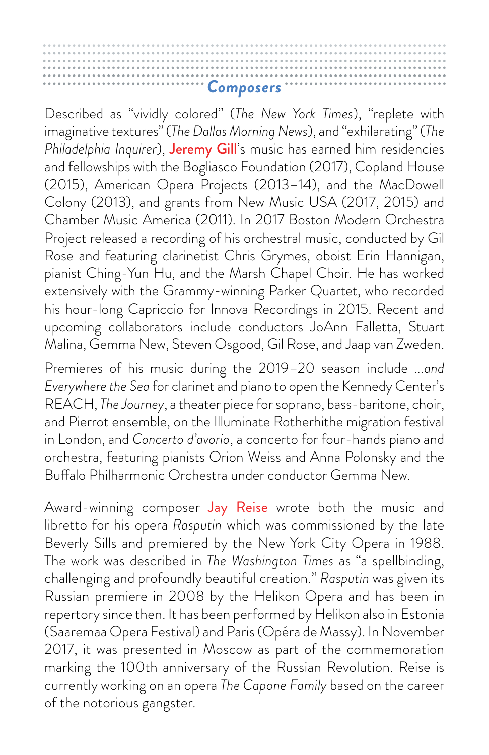## Composers

Described as "vividly colored" (*The New York Times*), "replete with imaginative textures" (*The Dallas Morning News*), and "exhilarating" (*The Philadelphia Inquirer*), **Jeremy Gill**'s music has earned him residencies and fellowships with the Bogliasco Foundation (2017), Copland House (2015), American Opera Projects (2013–14), and the MacDowell Colony (2013), and grants from New Music USA (2017, 2015) and Chamber Music America (2011). In 2017 Boston Modern Orchestra Project released a recording of his orchestral music, conducted by Gil Rose and featuring clarinetist Chris Grymes, oboist Erin Hannigan, pianist Ching-Yun Hu, and the Marsh Chapel Choir. He has worked extensively with the Grammy-winning Parker Quartet, who recorded his hour-long Capriccio for Innova Recordings in 2015. Recent and upcoming collaborators include conductors JoAnn Falletta, Stuart Malina, Gemma New, Steven Osgood, Gil Rose, and Jaap van Zweden.

Premieres of his music during the 2019–20 season include *...and Everywhere the Sea* for clarinet and piano to open the Kennedy Center's REACH, *The Journey*, a theater piece for soprano, bass-baritone, choir, and Pierrot ensemble, on the Illuminate Rotherhithe migration festival in London, and *Concerto d'avorio*, a concerto for four-hands piano and orchestra, featuring pianists Orion Weiss and Anna Polonsky and the Buffalo Philharmonic Orchestra under conductor Gemma New.

Award-winning composer Jay Reise wrote both the music and libretto for his opera *Rasputin* which was commissioned by the late Beverly Sills and premiered by the New York City Opera in 1988. The work was described in *The Washington Times* as "a spellbinding, challenging and profoundly beautiful creation." *Rasputin* was given its Russian premiere in 2008 by the Helikon Opera and has been in repertory since then. It has been performed by Helikon also in Estonia (Saaremaa Opera Festival) and Paris (Opéra de Massy). In November 2017, it was presented in Moscow as part of the commemoration marking the 100th anniversary of the Russian Revolution. Reise is currently working on an opera *The Capone Family* based on the career of the notorious gangster.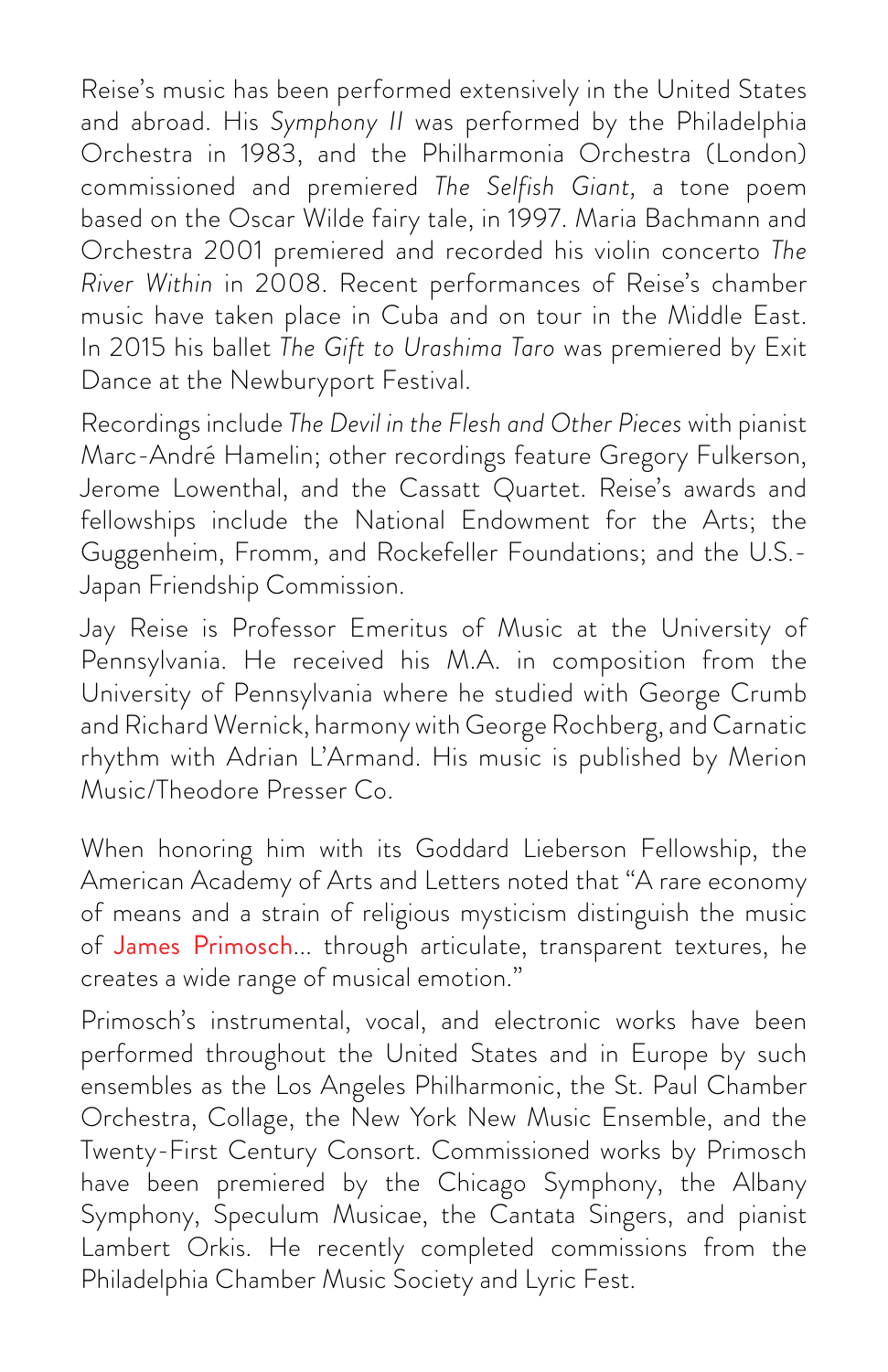Reise's music has been performed extensively in the United States and abroad. His *Symphony II* was performed by the Philadelphia Orchestra in 1983, and the Philharmonia Orchestra (London) commissioned and premiered *The Selfish Giant*, a tone poem based on the Oscar Wilde fairy tale, in 1997. Maria Bachmann and Orchestra 2001 premiered and recorded his violin concerto *The River Within* in 2008. Recent performances of Reise's chamber music have taken place in Cuba and on tour in the Middle East. In 2015 his ballet *The Gift to Urashima Taro* was premiered by Exit Dance at the Newburyport Festival.

Recordings include *The Devil in the Flesh and Other Pieces* with pianist Marc-André Hamelin; other recordings feature Gregory Fulkerson, Jerome Lowenthal, and the Cassatt Quartet. Reise's awards and fellowships include the National Endowment for the Arts; the Guggenheim, Fromm, and Rockefeller Foundations; and the U.S.-Japan Friendship Commission.

Jay Reise is Professor Emeritus of Music at the University of Pennsylvania. He received his M.A. in composition from the University of Pennsylvania where he studied with George Crumb and Richard Wernick, harmony with George Rochberg, and Carnatic rhythm with Adrian L'Armand. His music is published by Merion Music/Theodore Presser Co.

When honoring him with its Goddard Lieberson Fellowship, the American Academy of Arts and Letters noted that "A rare economy of means and a strain of religious mysticism distinguish the music of James Primosch... through articulate, transparent textures, he creates a wide range of musical emotion."

Primosch's instrumental, vocal, and electronic works have been performed throughout the United States and in Europe by such ensembles as the Los Angeles Philharmonic, the St. Paul Chamber Orchestra, Collage, the New York New Music Ensemble, and the Twenty-First Century Consort. Commissioned works by Primosch have been premiered by the Chicago Symphony, the Albany Symphony, Speculum Musicae, the Cantata Singers, and pianist Lambert Orkis. He recently completed commissions from the Philadelphia Chamber Music Society and Lyric Fest.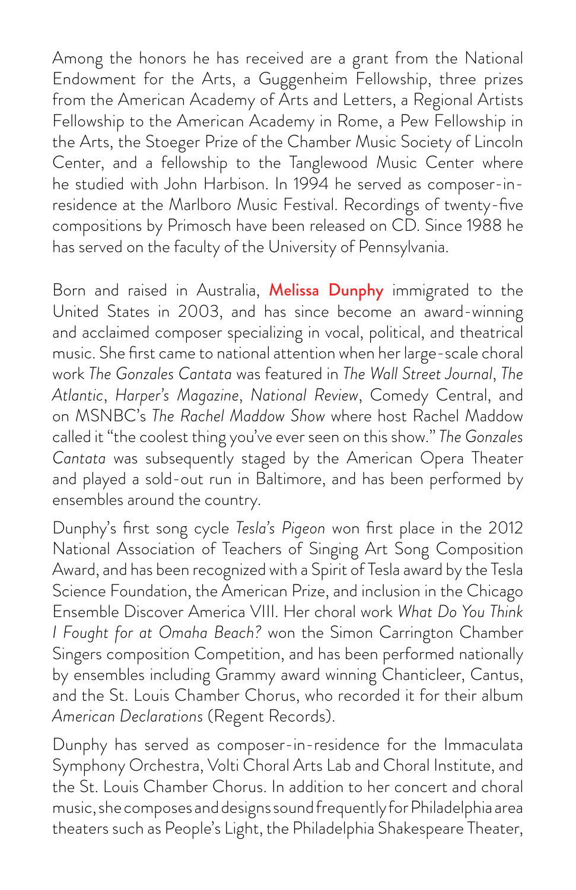Among the honors he has received are a grant from the National Endowment for the Arts, a Guggenheim Fellowship, three prizes from the American Academy of Arts and Letters, a Regional Artists Fellowship to the American Academy in Rome, a Pew Fellowship in the Arts, the Stoeger Prize of the Chamber Music Society of Lincoln Center, and a fellowship to the Tanglewood Music Center where he studied with John Harbison. In 1994 he served as composer-in-residence at the Marlboro Music Festival. Recordings of twenty-five compositions by Primosch have been released on CD. Since 1988 he has served on the faculty of the University of Pennsylvania.

Born and raised in Australia, **Melissa Dunphy** immigrated to the United States in 2003, and has since become an award-winning and acclaimed composer specializing in vocal, political, and theatrical music. She first came to national attention when her large-scale choral work *The Gonzales Cantata* was featured in *The Wall Street Journal*, *The Atlantic*, *Harper's Magazine*, *National Review*, Comedy Central, and on MSNBC's *The Rachel Maddow Show* where host Rachel Maddow called it "the coolest thing you've ever seen on this show." *The Gonzales Cantata* was subsequently staged by the American Opera Theater and played a sold-out run in Baltimore, and has been performed by ensembles around the country.

Dunphy's first song cycle *Tesla's Pigeon* won first place in the 2012 National Association of Teachers of Singing Art Song Composition Award, and has been recognized with a Spirit of Tesla award by the Tesla Science Foundation, the American Prize, and inclusion in the Chicago Ensemble Discover America VIII. Her choral work *What Do You Think I Fought for at Omaha Beach?* won the Simon Carrington Chamber Singers composition Competition, and has been performed nationally by ensembles including Grammy award winning Chanticleer, Cantus, and the St. Louis Chamber Chorus, who recorded it for their album *American Declarations* (Regent Records).

Dunphy has served as composer-in-residence for the Immaculata Symphony Orchestra, Volti Choral Arts Lab and Choral Institute, and the St. Louis Chamber Chorus. In addition to her concert and choral music, she composes and designs sound frequently for Philadelphia area theaters such as People's Light, the Philadelphia Shakespeare Theater,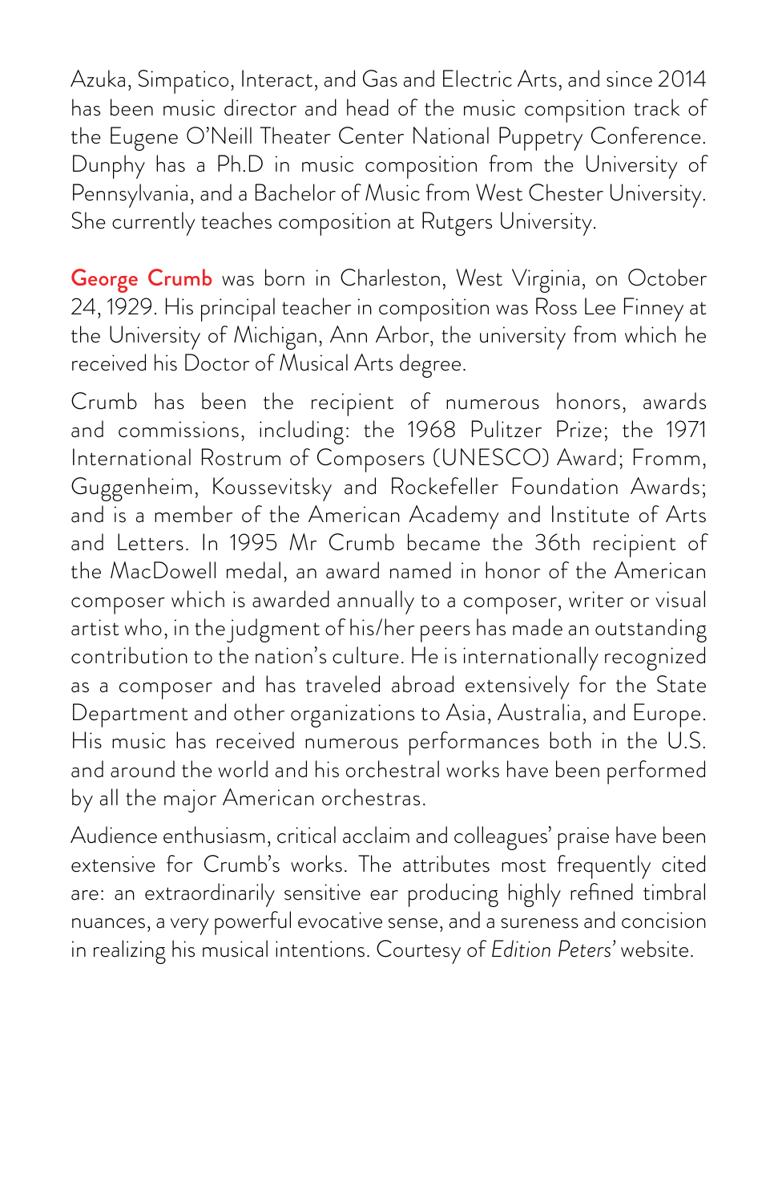Azuka, Simpatico, Interact, and Gas and Electric Arts, and since 2014 has been music director and head of the music compision track of the Eugene O'Neill Theater Center National Puppetry Conference. Dunphy has a Ph.D in music composition from the University of Pennsylvania, and a Bachelor of Music from West Chester University. She currently teaches composition at Rutgers University.

**George Crumb** was born in Charleston, West Virginia, on October 24, 1929. His principal teacher in composition was Ross Lee Finney at the University of Michigan, Ann Arbor, the university from which he received his Doctor of Musical Arts degree.

Crumb has been the recipient of numerous honors, awards and commissions, including: the 1968 Pulitzer Prize; the 1971 International Rostrum of Composers (UNESCO) Award; Fromm, Guggenheim, Koussevitsky and Rockefeller Foundation Awards; and is a member of the American Academy and Institute of Arts and Letters. In 1995 Mr Crumb became the 36th recipient of the MacDowell medal, an award named in honor of the American composer which is awarded annually to a composer, writer or visual artist who, in the judgment of his/her peers has made an outstanding contribution to the nation's culture. He is internationally recognized as a composer and has traveled abroad extensively for the State Department and other organizations to Asia, Australia, and Europe. His music has received numerous performances both in the U.S. and around the world and his orchestral works have been performed by all the major American orchestras.

Audience enthusiasm, critical acclaim and colleagues' praise have been extensive for Crumb's works. The attributes most frequently cited are: an extraordinarily sensitive ear producing highly refined timbral nuances, a very powerful evocative sense, and a sureness and concision in realizing his musical intentions. Courtesy of *Edition Peters'* website.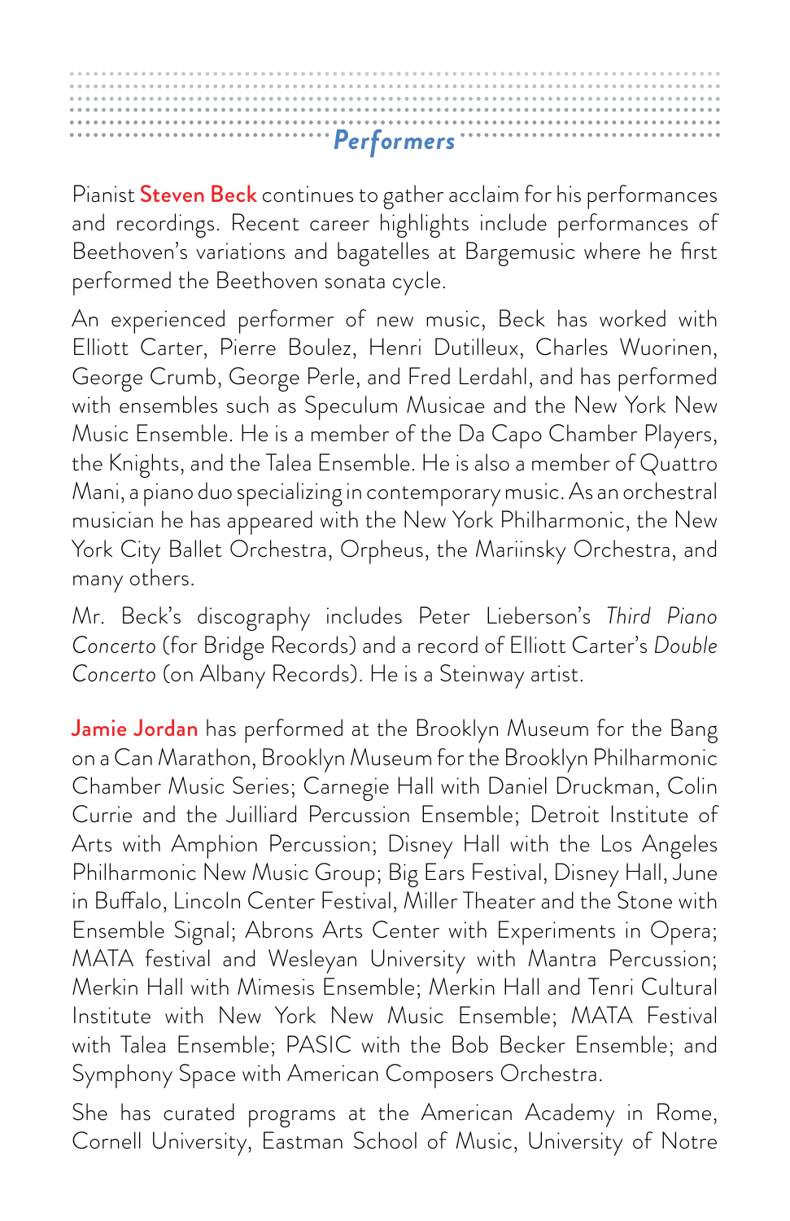## *Performers*

Pianist **Steven Beck** continues to gather acclaim for his performances and recordings. Recent career highlights include performances of Beethoven's variations and bagatelles at Bargemusic where he first performed the Beethoven sonata cycle.

An experienced performer of new music, Beck has worked with Elliott Carter, Pierre Boulez, Henri Dutilleux, Charles Wuorinen, George Crumb, George Perle, and Fred Lerdahl, and has performed with ensembles such as Speculum Musicae and the New York New Music Ensemble. He is a member of the Da Capo Chamber Players, the Knights, and the Talea Ensemble. He is also a member of Quattro Mani, a piano duo specializing in contemporary music. As an orchestral musician he has appeared with the New York Philharmonic, the New York City Ballet Orchestra, Orpheus, the Mariinsky Orchestra, and many others.

Mr. Beck's discography includes Peter Lieberson's *Third Piano Concerto* (for Bridge Records) and a record of Elliott Carter's *Double Concerto* (on Albany Records). He is a Steinway artist.

**Jamie Jordan** has performed at the Brooklyn Museum for the Bang on a Can Marathon, Brooklyn Museum for the Brooklyn Philharmonic Chamber Music Series; Carnegie Hall with Daniel Druckman, Colin Currie and the Juilliard Percussion Ensemble; Detroit Institute of Arts with Amphion Percussion; Disney Hall with the Los Angeles Philharmonic New Music Group; Big Ears Festival, Disney Hall, June in Buffalo, Lincoln Center Festival, Miller Theater and the Stone with Ensemble Signal; Abrons Arts Center with Experiments in Opera; MATA festival and Wesleyan University with Mantra Percussion; Merkin Hall with Mimesis Ensemble; Merkin Hall and Tenri Cultural Institute with New York New Music Ensemble; MATA Festival with Talea Ensemble; PASIC with the Bob Becker Ensemble; and Symphony Space with American Composers Orchestra.

She has curated programs at the American Academy in Rome, Cornell University, Eastman School of Music, University of Notre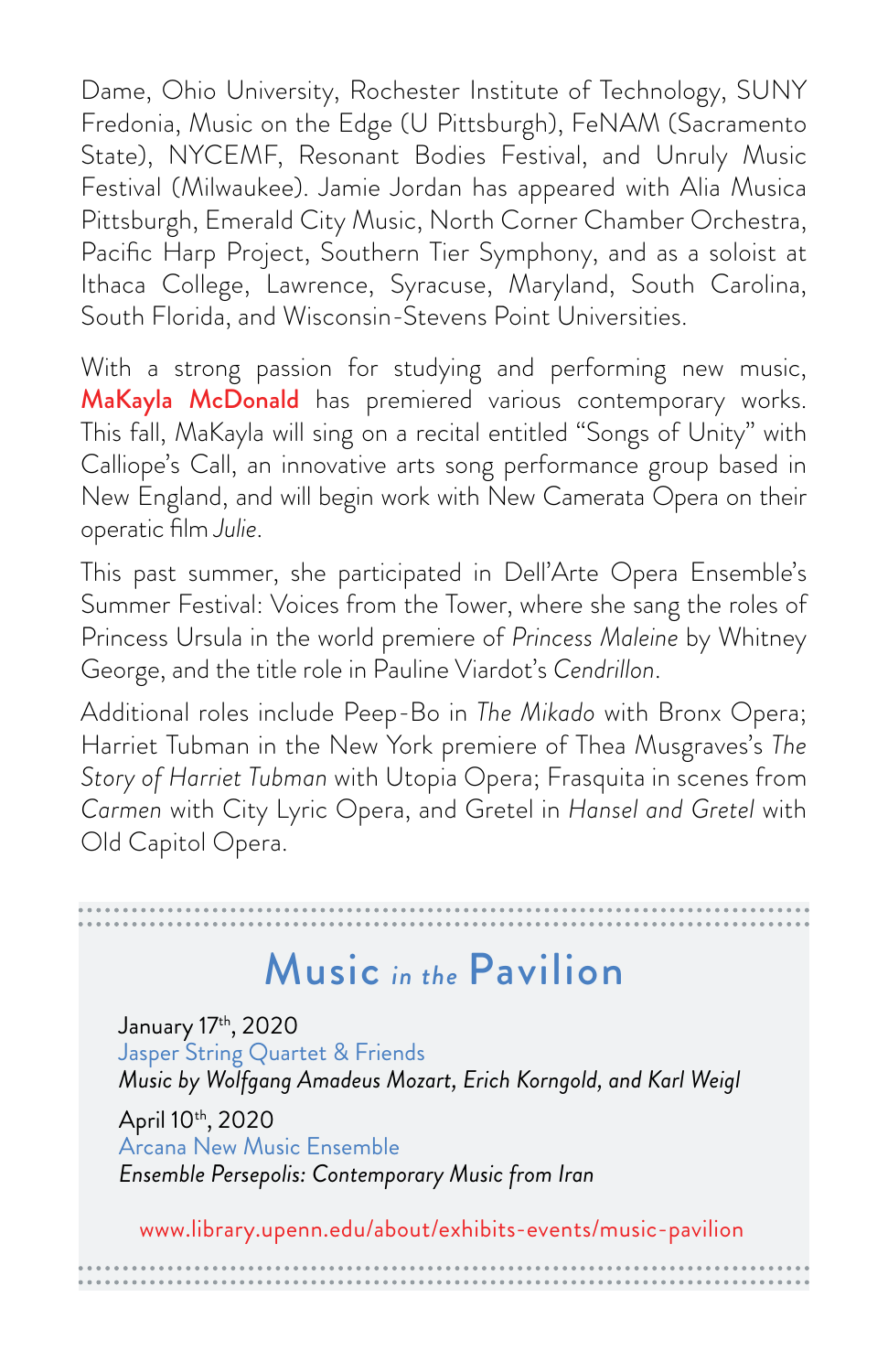Dame, Ohio University, Rochester Institute of Technology, SUNY Fredonia, Music on the Edge (U Pittsburgh), FeNAM (Sacramento State), NYCEMF, Resonant Bodies Festival, and Unruly Music Festival (Milwaukee). Jamie Jordan has appeared with Alia Musica Pittsburgh, Emerald City Music, North Corner Chamber Orchestra, Pacific Harp Project, Southern Tier Symphony, and as a soloist at Ithaca College, Lawrence, Syracuse, Maryland, South Carolina, South Florida, and Wisconsin-Stevens Point Universities.

With a strong passion for studying and performing new music, **MaKayla McDonald** has premiered various contemporary works. This fall, MaKayla will sing on a recital entitled "Songs of Unity" with Calliope's Call, an innovative arts song performance group based in New England, and will begin work with New Camerata Opera on their operatic film *Julie*.

This past summer, she participated in Dell'Arte Opera Ensemble's Summer Festival: Voices from the Tower, where she sang the roles of Princess Ursula in the world premiere of *Princess Maleine* by Whitney George, and the title role in Pauline Viardot's *Cendrillon*.

Additional roles include Peep-Bo in *The Mikado* with Bronx Opera; Harriet Tubman in the New York premiere of Thea Musgraves's *The Story of Harriet Tubman* with Utopia Opera; Frasquita in scenes from *Carmen* with City Lyric Opera, and Gretel in *Hansel and Gretel* with Old Capitol Opera.

## Music *in the* Pavilion

January 17th, 2020
Jasper String Quartet & Friends
*Music by Wolfgang Amadeus Mozart, Erich Korngold, and Karl Weigl*

April 10th, 2020
Arcana New Music Ensemble
*Ensemble Persepolis: Contemporary Music from Iran*

www.library.upenn.edu/about/exhibits-events/music-pavilion